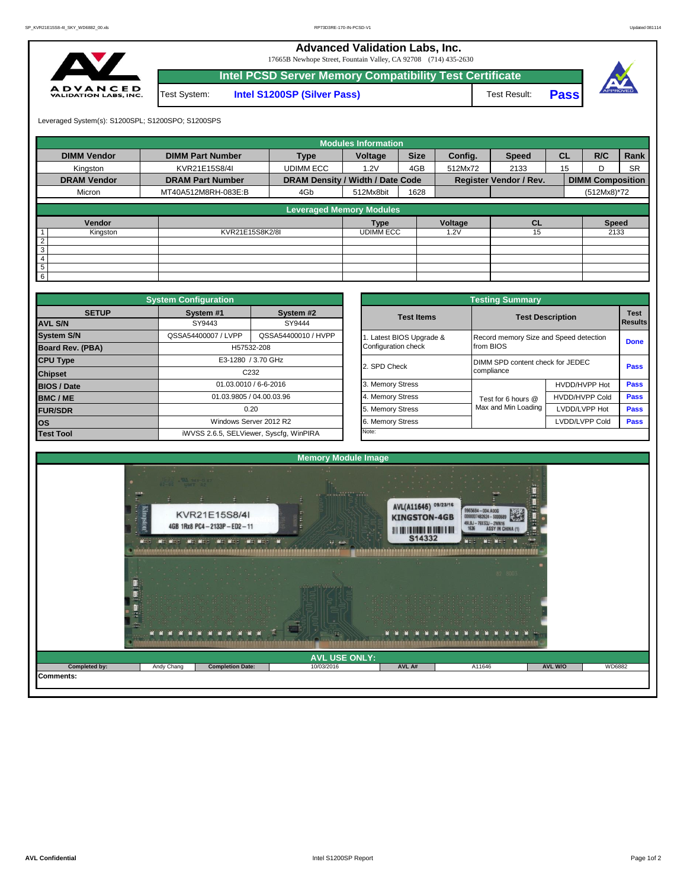# Advanced Validation Labs, Inc.

17665B Newhope Street, Fountain Valley, CA 92708 (714) 435-2630

## Intel PCSD Server Memory Compatibility Test Certificate

| Test System: | Intel S1200SP (Silver Pass) | Test Result: | Pass |
|---|---|---|---|

Leveraged System(s): S1200SPL; S1200SPO; S1200SPS

**Modules Information**

| DIMM Vendor | DIMM Part Number | Type | Voltage | Size | Config. | Speed | CL | R/C | Rank |
|---|---|---|---|---|---|---|---|---|---|
| Kingston | KVR21E15S8/4I | UDIMM ECC | 1.2V | 4GB | 512Mx72 | 2133 | 15 | D | SR |
| **DRAM Vendor** | **DRAM Part Number** | **DRAM Density / Width / Date Code** | | | **Register Vendor / Rev.** | | | **DIMM Composition** | |
| Micron | MT40A512M8RH-083E:B | 4Gb | 512Mx8bit | 1628 | | | | (512Mx8)*72 | |

**Leveraged Memory Modules**

| | Vendor | | Type | Voltage | CL | Speed |
|---|---|---|---|---|---|---|
| 1 | Kingston | KVR21E15S8K2/8I | UDIMM ECC | 1.2V | 15 | 2133 |
| 2 | | | | | | |
| 3 | | | | | | |
| 4 | | | | | | |
| 5 | | | | | | |
| 6 | | | | | | |

**System Configuration**

| SETUP | System #1 | System #2 |
|---|---|---|
| AVL S/N | SY9443 | SY9444 |
| System S/N | QSSA54400007 / LVPP | QSSA54400010 / HVPP |
| Board Rev. (PBA) | H57532-208 | |
| CPU Type | E3-1280 / 3.70 GHz | |
| Chipset | C232 | |
| BIOS / Date | 01.03.0010 / 6-6-2016 | |
| BMC / ME | 01.03.9805 / 04.00.03.96 | |
| FUR/SDR | 0.20 | |
| OS | Windows Server 2012 R2 | |
| Test Tool | iWVSS 2.6.5, SELViewer, Syscfg, WinPIRA | |

**Testing Summary**

| Test Items | Test Description | | Test Results |
|---|---|---|---|
| 1. Latest BIOS Upgrade & Configuration check | Record memory Size and Speed detection from BIOS | | Done |
| 2. SPD Check | DIMM SPD content check for JEDEC compliance | | Pass |
| 3. Memory Stress | Test for 6 hours @ Max and Min Loading | HVDD/HVPP Hot | Pass |
| 4. Memory Stress | | HVDD/HVPP Cold | Pass |
| 5. Memory Stress | | LVDD/LVPP Hot | Pass |
| 6. Memory Stress | | LVDD/LVPP Cold | Pass |
| Note: | | | |

**Memory Module Image**

**AVL USE ONLY:**

| Completed by: | Andy Chang | Completion Date: | 10/03/2016 | AVL A#: | A11646 | AVL W/O | WD6882 |
|---|---|---|---|---|---|---|---|

Comments: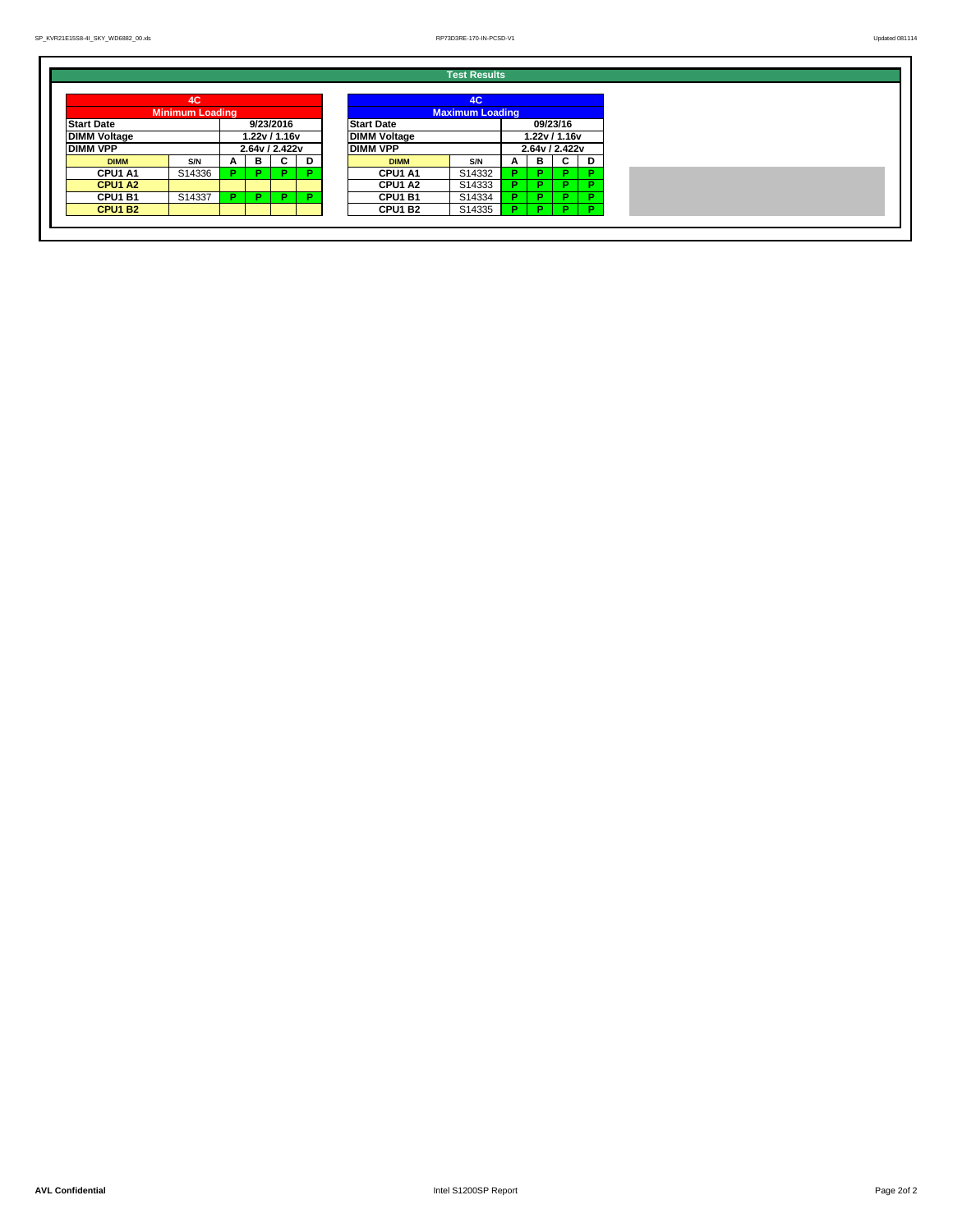## Test Results

| 4C Minimum Loading | | | | | |
|---|---|---|---|---|---|
| Start Date | | 9/23/2016 | | | |
| DIMM Voltage | | 1.22v / 1.16v | | | |
| DIMM VPP | | 2.64v / 2.422v | | | |
| DIMM | S/N | A | B | C | D |
| CPU1 A1 | S14336 | P | P | P | P |
| CPU1 A2 | | | | | |
| CPU1 B1 | S14337 | P | P | P | P |
| CPU1 B2 | | | | | |

| 4C Maximum Loading | | | | | |
|---|---|---|---|---|---|
| Start Date | | 09/23/16 | | | |
| DIMM Voltage | | 1.22v / 1.16v | | | |
| DIMM VPP | | 2.64v / 2.422v | | | |
| DIMM | S/N | A | B | C | D |
| CPU1 A1 | S14332 | P | P | P | P |
| CPU1 A2 | S14333 | P | P | P | P |
| CPU1 B1 | S14334 | P | P | P | P |
| CPU1 B2 | S14335 | P | P | P | P |